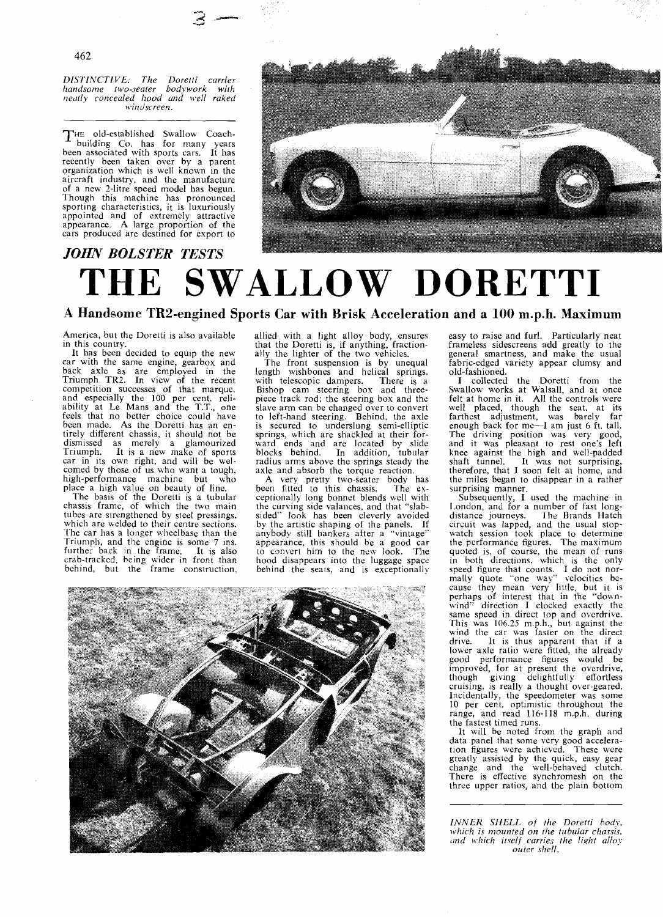*DISTINCTIVE: The Doretti carries handsome two-seater bodywork with neatly concealed hood and well raked windscreen.*

*JOHN BOLSTER TESTS*

# THE SWALLOW DORETTI

## A Handsome TR2-engined Sports Car with Brisk Acceleration and a 100 m.p.h. Maximum

The old-established Swallow Coachbuilding Co. has for many years been associated with sports cars. It has recently been taken over by a parent organization which is well known in the aircraft industry, and the manufacture of a new 2-litre speed model has begun. Though this machine has pronounced sporting characteristics, it is luxuriously appointed and of extremely attractive appearance. A large proportion of the cars produced are destined for export to America, but the Doretti is also available in this country.

It has been decided to equip the new car with the same engine, gearbox and back axle as are employed in the Triumph TR2. In view of the recent competition successes of that marque, and especially the 100 per cent. reliability at Le Mans and the T.T., one feels that no better choice could have been made. As the Doretti has an entirely different chassis, it should not be dismissed as merely a glamourized Triumph. It is a new make of sports car in its own right, and will be welcomed by those of us who want a tough, high-performance machine but who place a high value on beauty of line.

The basis of the Doretti is a tubular chassis frame, of which the two main tubes are strengthened by steel pressings, which are welded to their centre sections. The car has a longer wheelbase than the Triumph, and the engine is some 7 ins. further back in the frame. It is also crab-tracked, being wider in front than behind, but the frame construction, allied with a light alloy body, ensures that the Doretti is, if anything, fractionally the lighter of the two vehicles.

The front suspension is by unequal length wishbones and helical springs, with telescopic dampers. There is a Bishop cam steering box and three-piece track rod; the steering box and the slave arm can be changed over to convert to left-hand steering. Behind, the axle is secured to underslung semi-elliptic springs, which are shackled at their forward ends and are located by slide blocks behind. In addition, tubular radius arms above the springs steady the axle and absorb the torque reaction.

A very pretty two-seater body has been fitted to this chassis. The exceptionally long bonnet blends well with the curving side valances, and that "slab-sided" look has been cleverly avoided by the artistic shaping of the panels. If anybody still hankers after a "vintage" appearance, this should be a good car to convert him to the new look. The hood disappears into the luggage space behind the seats, and is exceptionally easy to raise and furl. Particularly neat frameless sidescreens add greatly to the general smartness, and make the usual fabric-edged variety appear clumsy and old-fashioned.

I collected the Doretti from the Swallow works at Walsall, and at once felt at home in it. All the controls were well placed, though the seat, at its farthest adjustment, was barely far enough back for me—I am just 6 ft. tall. The driving position was very good, and it was pleasant to rest one's left knee against the high and well-padded shaft tunnel. It was not surprising, therefore, that I soon felt at home, and the miles began to disappear in a rather surprising manner.

Subsequently, I used the machine in London, and for a number of fast long-distance journeys. The Brands Hatch circuit was lapped, and the usual stopwatch session took place to determine the performance figures. The maximum quoted is, of course, the mean of runs in both directions, which is the only speed figure that counts. I do not normally quote "one way" velocities because they mean very little, but it is perhaps of interest that in the "downwind" direction I clocked exactly the same speed in direct top and overdrive. This was 106.25 m.p.h., but against the wind the car was faster on the direct drive. It is thus apparent that if a lower axle ratio were fitted, the already good performance figures would be improved, for at present the overdrive, though giving delightfully effortless cruising, is really a thought over-geared. Incidentally, the speedometer was some 10 per cent. optimistic throughout the range, and read 116-118 m.p.h. during the fastest timed runs.

It will be noted from the graph and data panel that some very good acceleration figures were achieved. These were greatly assisted by the quick, easy gear change and the well-behaved clutch. There is effective synchromesh on the three upper ratios, and the plain bottom

*INNER SHELL of the Doretti body, which is mounted on the tubular chassis, and which itself carries the light alloy outer shell.*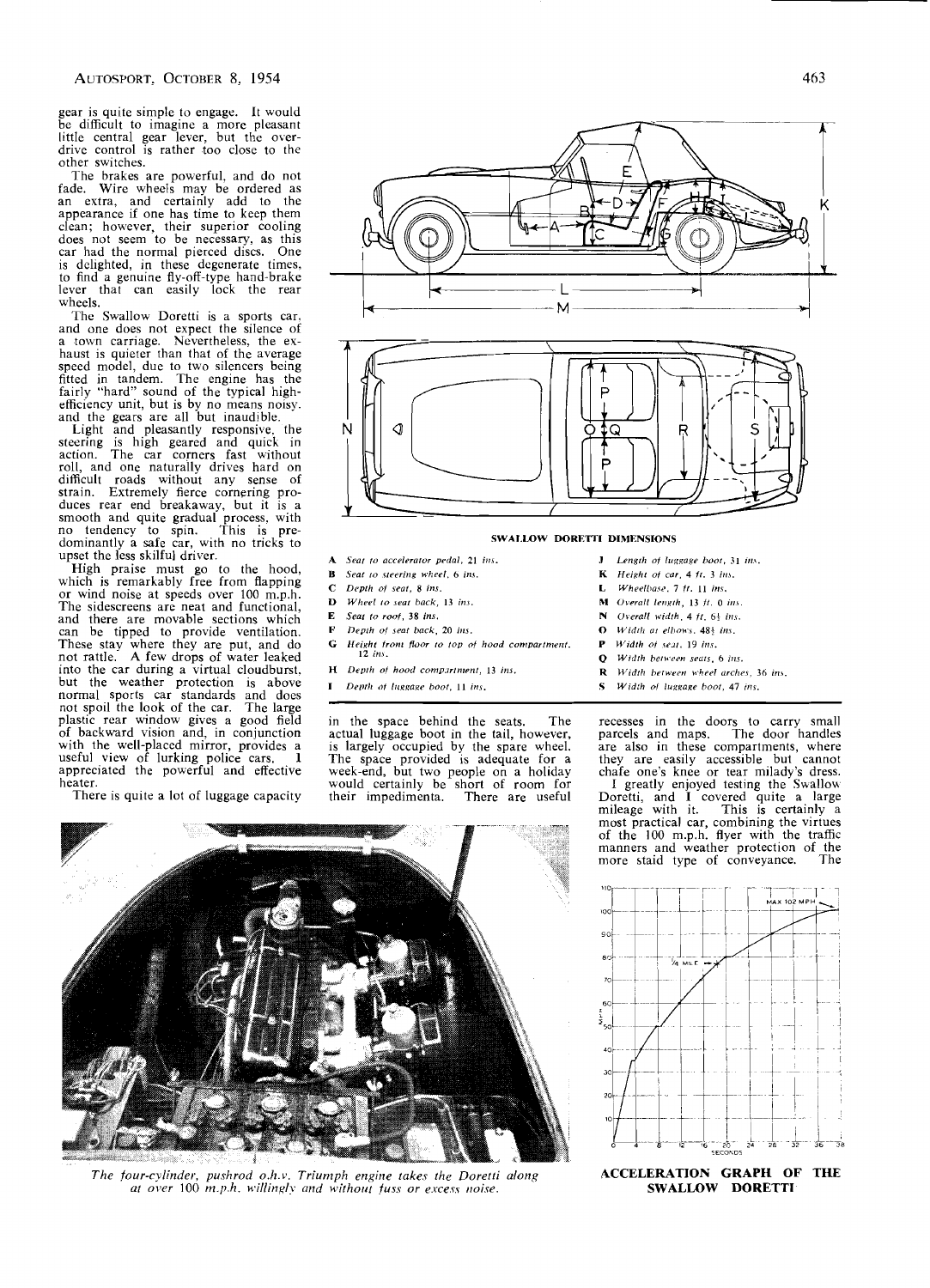gear is quite simple to engage. It would be difficult to imagine a more pleasant little central gear lever, but the overdrive control is rather too close to the other switches.

The brakes are powerful, and do not fade. Wire wheels may be ordered as an extra, and certainly add to the appearance if one has time to keep them clean; however, their superior cooling does not seem to be necessary, as this car had the normal pierced discs. One is delighted, in these degenerate times, to find a genuine fly-off-type hand-brake lever that can easily lock the rear wheels.

The Swallow Doretti is a sports car, and one does not expect the silence of a town carriage. Nevertheless, the exhaust is quieter than that of the average speed model, due to two silencers being fitted in tandem. The engine has the fairly "hard" sound of the typical high-efficiency unit, but is by no means noisy, and the gears are all but inaudible.

Light and pleasantly responsive, the steering is high geared and quick in action. The car corners fast without roll, and one naturally drives hard on difficult roads without any sense of strain. Extremely fierce cornering produces rear end breakaway, but it is a smooth and quite gradual process, with no tendency to spin. This is predominantly a safe car, with no tricks to upset the less skilful driver.

High praise must go to the hood, which is remarkably free from flapping or wind noise at speeds over 100 m.p.h. The sidescreens are neat and functional, and there are movable sections which can be tipped to provide ventilation. These stay where they are put, and do not rattle. A few drops of water leaked into the car during a virtual cloudburst, but the weather protection is above normal sports car standards and does not spoil the look of the car. The large plastic rear window gives a good field of backward vision and, in conjunction with the well-placed mirror, provides a useful view of lurking police cars. I appreciated the powerful and effective heater.

There is quite a lot of luggage capacity in the space behind the seats. The actual luggage boot in the tail, however, is largely occupied by the spare wheel. The space provided is adequate for a week-end, but two people on a holiday would certainly be short of room for their impedimenta. There are useful recesses in the doors to carry small parcels and maps. The door handles are also in these compartments, where they are easily accessible but cannot chafe one's knee or tear milady's dress.

I greatly enjoyed testing the Swallow Doretti, and I covered quite a large mileage with it. This is certainly a most practical car, combining the virtues of the 100 m.p.h. flyer with the traffic manners and weather protection of the more staid type of conveyance. The

**SWALLOW DORETTI DIMENSIONS**

- **A** *Seat to accelerator pedal, 21 ins.*
- **B** *Seat to steering wheel, 6 ins.*
- **C** *Depth of seat, 8 ins.*
- **D** *Wheel to seat back, 13 ins.*
- **E** *Seat to roof, 38 ins.*
- **F** *Depth of seat back, 20 ins.*
- **G** *Height from floor to top of hood compartment, 12 ins.*
- **H** *Depth of hood compartment, 13 ins.*
- **I** *Depth of luggage boot, 11 ins.*
- **J** *Length of luggage boot, 31 ins.*
- **K** *Height of car, 4 ft. 3 ins.*
- **L** *Wheelbase, 7 ft. 11 ins.*
- **M** *Overall length, 13 ft. 0 ins.*
- **N** *Overall width, 4 ft. 6½ ins.*
- **O** *Width at elbows, 48½ ins.*
- **P** *Width of seat, 19 ins.*
- **Q** *Width between seats, 6 ins.*
- **R** *Width between wheel arches, 36 ins.*
- **S** *Width of luggage boot, 47 ins.*

*The four-cylinder, pushrod o.h.v. Triumph engine takes the Doretti along at over 100 m.p.h. willingly and without fuss or excess noise.*

**ACCELERATION GRAPH OF THE SWALLOW DORETTI**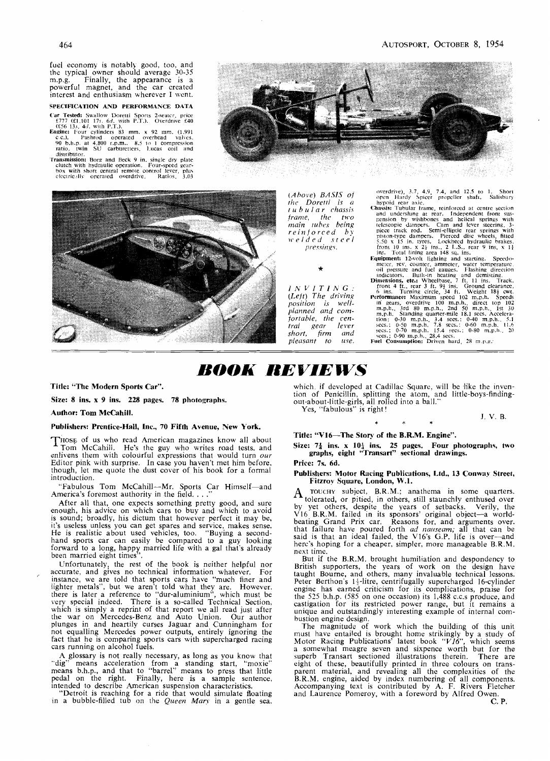fuel economy is notably good, too, and the typical owner should average 30-35 m.p.g. Finally, the appearance is a powerful magnet, and the car created interest and enthusiasm wherever I went.

**SPECIFICATION AND PERFORMANCE DATA**

**Car Tested:** Swallow Doretti Sports 2-seater, price £777 (£1,101 17s. 6d. with P.T.). Overdrive £40 (£56 13s. 4d. with P.T.).

**Engine:** Four cylinders 83 mm. x 92 mm. (1,991 c.c.). Pushrod operated overhead valves. 90 b.h.p. at 4,800 r.p.m., 8.5 to 1 compression ratio, twin SU carburetters, Lucas coil and distributor.

**Transmission:** Borg and Beck 9 in. single dry plate clutch with hydraulic operation. Four-speed gearbox with short central remote control lever, plus electrically operated overdrive. Ratios, 3.03 (overdrive), 3.7, 4.9, 7.4, and 12.5 to 1. Short open Hardy Spicer propeller shaft. Salisbury hypoid rear axle.

**Chassis:** Tubular frame, reinforced at centre section and underslung at rear. Independent front suspension by wishbones and helical springs with telescopic dampers. Cam and lever steering, 3-piece track rod. Semi-elliptic rear springs with piston-type dampers. Pierced disc wheels, fitted 5.50 x 15 in. tyres. Lockheed hydraulic brakes, front 10 ins. x 2¼ ins., 2 L.S., rear 9 ins. x 1¾ ins. Total lining area 148 sq. ins.

**Equipment:** 12-volt lighting and starting. Speedometer, rev. counter, ammeter, water temperature, oil pressure and fuel gauges. Flashing direction indicators. Built-in heating and demisting.

**Dimensions, etc.:** Wheelbase, 7 ft. 11 ins. Track, front 4 ft., rear 3 ft. 9½ ins. Ground clearance, 6 ins. Turning circle, 34 ft. Weight 18¾ cwt.

**Performance:** Maximum speed 102 m.p.h. Speeds in gears, overdrive 100 m.p.h., direct top 102 m.p.h., 3rd 80 m.p.h., 2nd 50 m.p.h., 1st 30 m.p.h. Standing quarter-mile 18.1 secs. Acceleration: 0-30 m.p.h., 3.4 secs.; 0-40 m.p.h., 5.1 secs.; 0-50 m.p.h., 7.8 secs.; 0-60 m.p.h., 11.6 secs.; 0-70 m.p.h. 15.4 secs.; 0-80 m.p.h., 20 secs.; 0-90 m.p.h., 28.4 secs.

**Fuel Consumption:** Driven hard, 28 m.p.g.

*(Above)* *BASIS of the Doretti is a tubular chassis frame, the two main tubes being reinforced by welded steel pressings.*

★

*INVITING: (Left) The driving position is well-planned and comfortable, the central gear lever short, firm and pleasant to use.*

# BOOK REVIEWS

**Title: "The Modern Sports Car".**

**Size: 8 ins. x 9 ins. 228 pages. 78 photographs.**

**Author: Tom McCahill.**

**Publishers: Prentice-Hall, Inc., 70 Fifth Avenue, New York.**

THOSE of us who read American magazines know all about Tom McCahill. He's the guy who writes road tests, and enlivens them with colourful expressions that would turn *our* Editor pink with surprise. In case you haven't met him before, though, let me quote the dust cover of his book for a formal introduction.

"Fabulous Tom McCahill—Mr. Sports Car Himself—and America's foremost authority in the field. . . ."

After all that, one expects something pretty good, and sure enough, his advice on which cars to buy and which to avoid is sound; broadly, his dictum that however perfect it may be, it's useless unless you can get spares and service, makes sense. He is realistic about used vehicles, too. "Buying a second-hand sports car can easily be compared to a guy looking forward to a long, happy married life with a gal that's already been married eight times".

Unfortunately, the rest of the book is neither helpful nor accurate, and gives no technical information whatever. For instance, we are told that sports cars have "much finer and lighter metals", but we aren't told what they are. However, there is later a reference to "dur-aluminium", which must be very special indeed. There is a so-called Technical Section, which is simply a reprint of that report we all read just after the war on Mercedes-Benz and Auto Union. Our author plunges in and heartily curses Jaguar and Cunningham for not equalling Mercedes power outputs, entirely ignoring the fact that he is comparing sports cars with supercharged racing cars running on alcohol fuels.

A glossary is not really necessary, as long as you know that "dig" means acceleration from a standing start, "moxie" means b.h.p., and that to "barrel" means to press that little pedal on the right. Finally, here is a sample sentence, intended to describe American suspension characteristics.

"Detroit is reaching for a ride that would simulate floating in a bubble-filled tub on the *Queen Mary* in a gentle sea, which, if developed at Cadillac Square, will be like the invention of Penicillin, splitting the atom, and little-boys-finding-out-about-little-girls, all rolled into a ball."

Yes, "fabulous" is right!

J. V. B.

\* \* \*

**Title: "V16—The Story of the B.R.M. Engine".**

**Size: 7¼ ins. x 10¼ ins. 25 pages. Four photographs, two graphs, eight "Transart" sectional drawings.**

**Price: 7s. 6d.**

**Publishers: Motor Racing Publications, Ltd., 13 Conway Street, Fitzroy Square, London, W.1.**

A TOUCHY subject, B.R.M.; anathema in some quarters, tolerated, or pitied, in others, still staunchly enthused over by yet others, despite the years of setbacks. Verily, the V16 B.R.M. failed in its sponsors' original object—a world-beating Grand Prix car. Reasons for, and arguments over, that failure have poured forth *ad nauseam*; all that can be said is that an ideal failed, the V16's G.P. life is over—and here's hoping for a cheaper, simpler, more manageable B.R.M. next time.

But if the B.R.M. brought humiliation and despondency to British supporters, the years of work on the design have taught Bourne, and others, many invaluable technical lessons. Peter Berthon's 1½-litre, centrifugally supercharged 16-cylinder engine has earned criticism for its complications, praise for the 525 b.h.p. (585 on one occasion) its 1,488 c.c.s produce, and castigation for its restricted power range, but it remains a unique and outstandingly interesting example of internal combustion engine design.

The magnitude of work which the building of this unit must have entailed is brought home strikingly by a study of Motor Racing Publications' latest book *"V16"*, which seems a somewhat meagre seven and sixpence worth but for the superb Transart sectioned illustrations therein. There are eight of these, beautifully printed in three colours on transparent material, and revealing all the complexities of the B.R.M. engine, aided by index numbering of all components. Accompanying text is contributed by A. F. Rivers Fletcher and Laurence Pomeroy, with a foreword by Alfred Owen.

C. P.